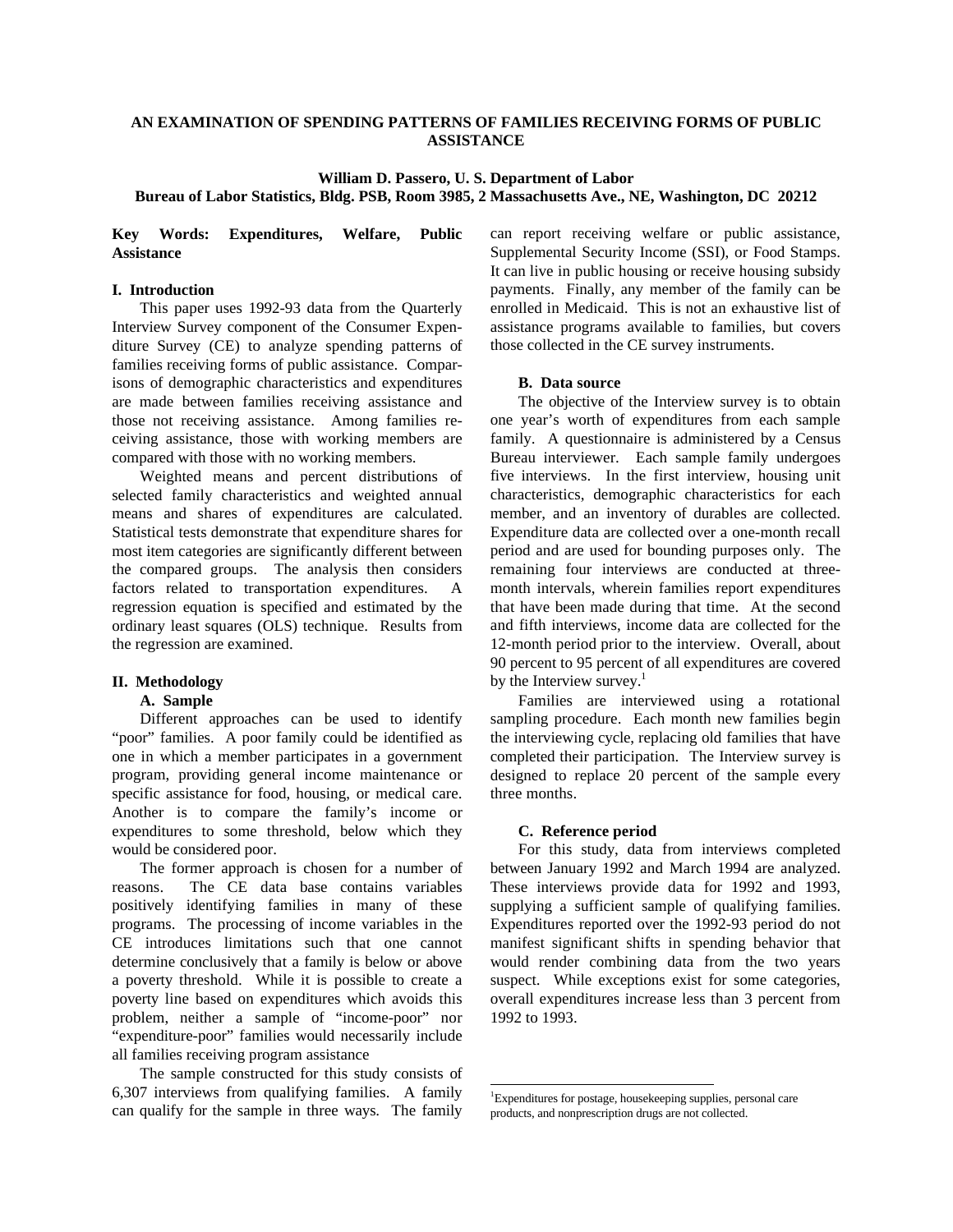# AN EXAMINATION OF SPENDING PATTERNS OF FAMILIES RECEIVING FORMS OF PUBLIC ASSISTANCE

**William D. Passero, U. S. Department of Labor**
**Bureau of Labor Statistics, Bldg. PSB, Room 3985, 2 Massachusetts Ave., NE, Washington, DC 20212**

**Key Words: Expenditures, Welfare, Public Assistance**

## I. Introduction

This paper uses 1992-93 data from the Quarterly Interview Survey component of the Consumer Expenditure Survey (CE) to analyze spending patterns of families receiving forms of public assistance. Comparisons of demographic characteristics and expenditures are made between families receiving assistance and those not receiving assistance. Among families receiving assistance, those with working members are compared with those with no working members.

Weighted means and percent distributions of selected family characteristics and weighted annual means and shares of expenditures are calculated. Statistical tests demonstrate that expenditure shares for most item categories are significantly different between the compared groups. The analysis then considers factors related to transportation expenditures. A regression equation is specified and estimated by the ordinary least squares (OLS) technique. Results from the regression are examined.

## II. Methodology

### A. Sample

Different approaches can be used to identify "poor" families. A poor family could be identified as one in which a member participates in a government program, providing general income maintenance or specific assistance for food, housing, or medical care. Another is to compare the family's income or expenditures to some threshold, below which they would be considered poor.

The former approach is chosen for a number of reasons. The CE data base contains variables positively identifying families in many of these programs. The processing of income variables in the CE introduces limitations such that one cannot determine conclusively that a family is below or above a poverty threshold. While it is possible to create a poverty line based on expenditures which avoids this problem, neither a sample of "income-poor" nor "expenditure-poor" families would necessarily include all families receiving program assistance

The sample constructed for this study consists of 6,307 interviews from qualifying families. A family can qualify for the sample in three ways. The family can report receiving welfare or public assistance, Supplemental Security Income (SSI), or Food Stamps. It can live in public housing or receive housing subsidy payments. Finally, any member of the family can be enrolled in Medicaid. This is not an exhaustive list of assistance programs available to families, but covers those collected in the CE survey instruments.

### B. Data source

The objective of the Interview survey is to obtain one year's worth of expenditures from each sample family. A questionnaire is administered by a Census Bureau interviewer. Each sample family undergoes five interviews. In the first interview, housing unit characteristics, demographic characteristics for each member, and an inventory of durables are collected. Expenditure data are collected over a one-month recall period and are used for bounding purposes only. The remaining four interviews are conducted at three-month intervals, wherein families report expenditures that have been made during that time. At the second and fifth interviews, income data are collected for the 12-month period prior to the interview. Overall, about 90 percent to 95 percent of all expenditures are covered by the Interview survey.[1]

Families are interviewed using a rotational sampling procedure. Each month new families begin the interviewing cycle, replacing old families that have completed their participation. The Interview survey is designed to replace 20 percent of the sample every three months.

### C. Reference period

For this study, data from interviews completed between January 1992 and March 1994 are analyzed. These interviews provide data for 1992 and 1993, supplying a sufficient sample of qualifying families. Expenditures reported over the 1992-93 period do not manifest significant shifts in spending behavior that would render combining data from the two years suspect. While exceptions exist for some categories, overall expenditures increase less than 3 percent from 1992 to 1993.

---

[1] Expenditures for postage, housekeeping supplies, personal care products, and nonprescription drugs are not collected.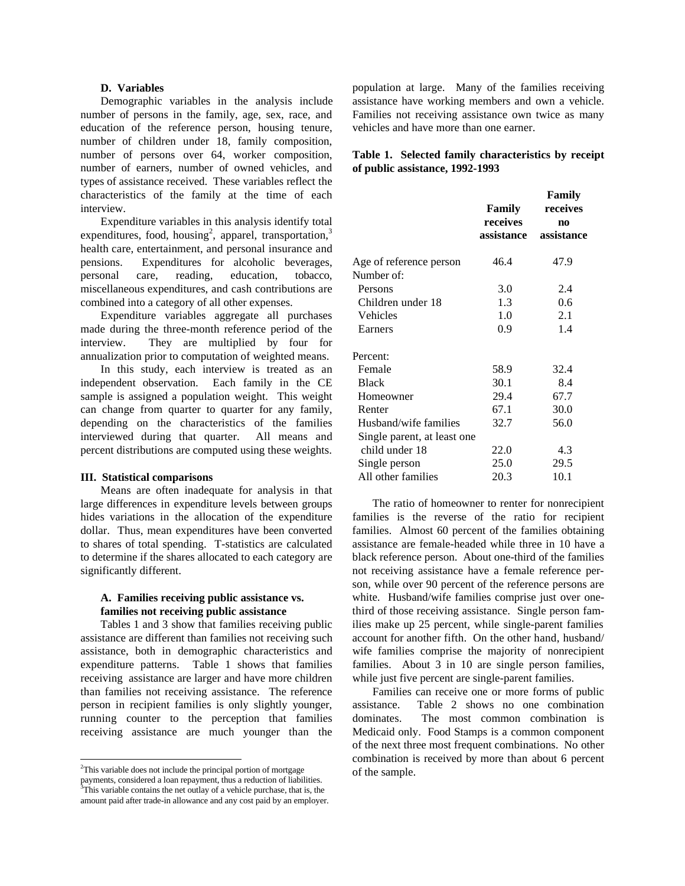### D. Variables

Demographic variables in the analysis include number of persons in the family, age, sex, race, and education of the reference person, housing tenure, number of children under 18, family composition, number of persons over 64, worker composition, number of earners, number of owned vehicles, and types of assistance received. These variables reflect the characteristics of the family at the time of each interview.

Expenditure variables in this analysis identify total expenditures, food, housing[2], apparel, transportation,[3] health care, entertainment, and personal insurance and pensions. Expenditures for alcoholic beverages, personal care, reading, education, tobacco, miscellaneous expenditures, and cash contributions are combined into a category of all other expenses.

Expenditure variables aggregate all purchases made during the three-month reference period of the interview. They are multiplied by four for annualization prior to computation of weighted means.

In this study, each interview is treated as an independent observation. Each family in the CE sample is assigned a population weight. This weight can change from quarter to quarter for any family, depending on the characteristics of the families interviewed during that quarter. All means and percent distributions are computed using these weights.

## III. Statistical comparisons

Means are often inadequate for analysis in that large differences in expenditure levels between groups hides variations in the allocation of the expenditure dollar. Thus, mean expenditures have been converted to shares of total spending. T-statistics are calculated to determine if the shares allocated to each category are significantly different.

### A. Families receiving public assistance vs. families not receiving public assistance

Tables 1 and 3 show that families receiving public assistance are different than families not receiving such assistance, both in demographic characteristics and expenditure patterns. Table 1 shows that families receiving assistance are larger and have more children than families not receiving assistance. The reference person in recipient families is only slightly younger, running counter to the perception that families receiving assistance are much younger than the population at large. Many of the families receiving assistance have working members and own a vehicle. Families not receiving assistance own twice as many vehicles and have more than one earner.

**Table 1. Selected family characteristics by receipt of public assistance, 1992-1993**

| | Family receives assistance | Family receives no assistance |
|---|---|---|
| Age of reference person | 46.4 | 47.9 |
| Number of: | | |
| Persons | 3.0 | 2.4 |
| Children under 18 | 1.3 | 0.6 |
| Vehicles | 1.0 | 2.1 |
| Earners | 0.9 | 1.4 |
| Percent: | | |
| Female | 58.9 | 32.4 |
| Black | 30.1 | 8.4 |
| Homeowner | 29.4 | 67.7 |
| Renter | 67.1 | 30.0 |
| Husband/wife families | 32.7 | 56.0 |
| Single parent, at least one child under 18 | 22.0 | 4.3 |
| Single person | 25.0 | 29.5 |
| All other families | 20.3 | 10.1 |

The ratio of homeowner to renter for nonrecipient families is the reverse of the ratio for recipient families. Almost 60 percent of the families obtaining assistance are female-headed while three in 10 have a black reference person. About one-third of the families not receiving assistance have a female reference person, while over 90 percent of the reference persons are white. Husband/wife families comprise just over one-third of those receiving assistance. Single person families make up 25 percent, while single-parent families account for another fifth. On the other hand, husband/wife families comprise the majority of nonrecipient families. About 3 in 10 are single person families, while just five percent are single-parent families.

Families can receive one or more forms of public assistance. Table 2 shows no one combination dominates. The most common combination is Medicaid only. Food Stamps is a common component of the next three most frequent combinations. No other combination is received by more than about 6 percent of the sample.

---

[2] This variable does not include the principal portion of mortgage payments, considered a loan repayment, thus a reduction of liabilities.

[3] This variable contains the net outlay of a vehicle purchase, that is, the amount paid after trade-in allowance and any cost paid by an employer.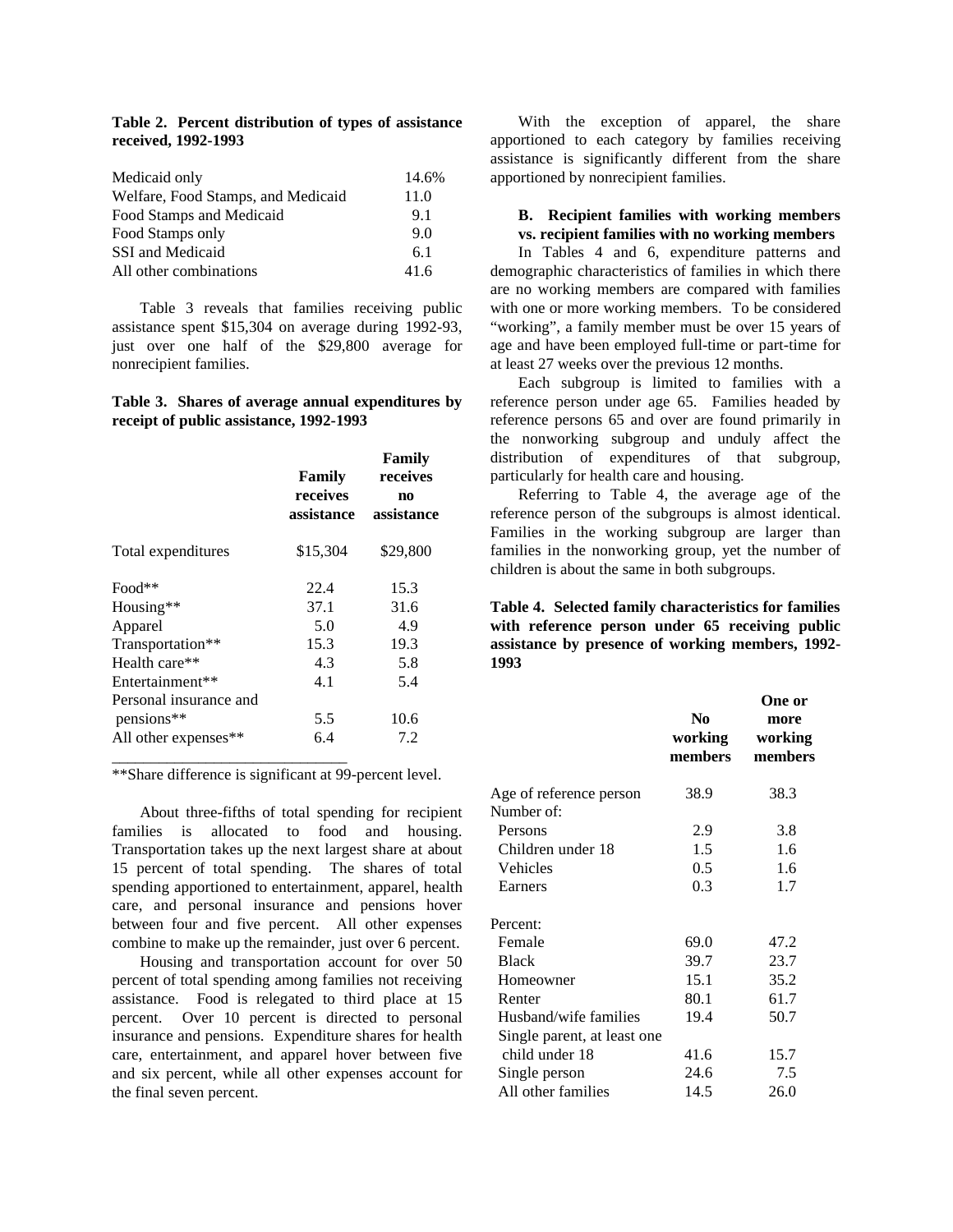**Table 2. Percent distribution of types of assistance received, 1992-1993**

| | |
|---|---|
| Medicaid only | 14.6% |
| Welfare, Food Stamps, and Medicaid | 11.0 |
| Food Stamps and Medicaid | 9.1 |
| Food Stamps only | 9.0 |
| SSI and Medicaid | 6.1 |
| All other combinations | 41.6 |

Table 3 reveals that families receiving public assistance spent $15,304 on average during 1992-93, just over one half of the $29,800 average for nonrecipient families.

**Table 3. Shares of average annual expenditures by receipt of public assistance, 1992-1993**

| | Family receives assistance | Family receives no assistance |
|---|---|---|
| Total expenditures | $15,304 | $29,800 |
| Food** | 22.4 | 15.3 |
| Housing** | 37.1 | 31.6 |
| Apparel | 5.0 | 4.9 |
| Transportation** | 15.3 | 19.3 |
| Health care** | 4.3 | 5.8 |
| Entertainment** | 4.1 | 5.4 |
| Personal insurance and pensions** | 5.5 | 10.6 |
| All other expenses** | 6.4 | 7.2 |

**Share difference is significant at 99-percent level.

About three-fifths of total spending for recipient families is allocated to food and housing. Transportation takes up the next largest share at about 15 percent of total spending. The shares of total spending apportioned to entertainment, apparel, health care, and personal insurance and pensions hover between four and five percent. All other expenses combine to make up the remainder, just over 6 percent.

Housing and transportation account for over 50 percent of total spending among families not receiving assistance. Food is relegated to third place at 15 percent. Over 10 percent is directed to personal insurance and pensions. Expenditure shares for health care, entertainment, and apparel hover between five and six percent, while all other expenses account for the final seven percent.

With the exception of apparel, the share apportioned to each category by families receiving assistance is significantly different from the share apportioned by nonrecipient families.

**B. Recipient families with working members vs. recipient families with no working members**

In Tables 4 and 6, expenditure patterns and demographic characteristics of families in which there are no working members are compared with families with one or more working members. To be considered "working", a family member must be over 15 years of age and have been employed full-time or part-time for at least 27 weeks over the previous 12 months.

Each subgroup is limited to families with a reference person under age 65. Families headed by reference persons 65 and over are found primarily in the nonworking subgroup and unduly affect the distribution of expenditures of that subgroup, particularly for health care and housing.

Referring to Table 4, the average age of the reference person of the subgroups is almost identical. Families in the working subgroup are larger than families in the nonworking group, yet the number of children is about the same in both subgroups.

**Table 4. Selected family characteristics for families with reference person under 65 receiving public assistance by presence of working members, 1992-1993**

| | No working members | One or more working members |
|---|---|---|
| Age of reference person | 38.9 | 38.3 |
| Number of: | | |
| Persons | 2.9 | 3.8 |
| Children under 18 | 1.5 | 1.6 |
| Vehicles | 0.5 | 1.6 |
| Earners | 0.3 | 1.7 |
| Percent: | | |
| Female | 69.0 | 47.2 |
| Black | 39.7 | 23.7 |
| Homeowner | 15.1 | 35.2 |
| Renter | 80.1 | 61.7 |
| Husband/wife families | 19.4 | 50.7 |
| Single parent, at least one child under 18 | 41.6 | 15.7 |
| Single person | 24.6 | 7.5 |
| All other families | 14.5 | 26.0 |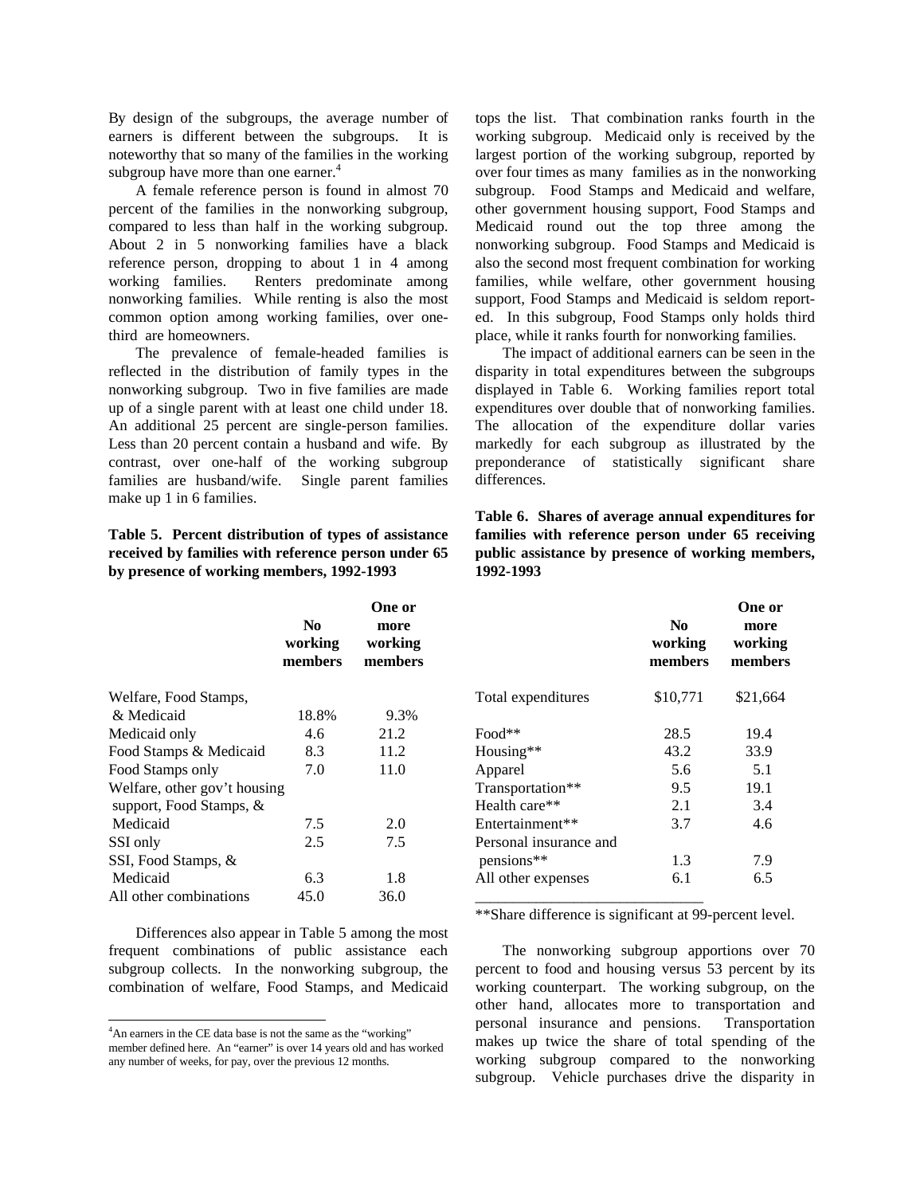By design of the subgroups, the average number of earners is different between the subgroups. It is noteworthy that so many of the families in the working subgroup have more than one earner.[4]

A female reference person is found in almost 70 percent of the families in the nonworking subgroup, compared to less than half in the working subgroup. About 2 in 5 nonworking families have a black reference person, dropping to about 1 in 4 among working families. Renters predominate among nonworking families. While renting is also the most common option among working families, over one-third are homeowners.

The prevalence of female-headed families is reflected in the distribution of family types in the nonworking subgroup. Two in five families are made up of a single parent with at least one child under 18. An additional 25 percent are single-person families. Less than 20 percent contain a husband and wife. By contrast, over one-half of the working subgroup families are husband/wife. Single parent families make up 1 in 6 families.

**Table 5. Percent distribution of types of assistance received by families with reference person under 65 by presence of working members, 1992-1993**

| | No working members | One or more working members |
|---|---|---|
| Welfare, Food Stamps, & Medicaid | 18.8% | 9.3% |
| Medicaid only | 4.6 | 21.2 |
| Food Stamps & Medicaid | 8.3 | 11.2 |
| Food Stamps only | 7.0 | 11.0 |
| Welfare, other gov't housing support, Food Stamps, & Medicaid | 7.5 | 2.0 |
| SSI only | 2.5 | 7.5 |
| SSI, Food Stamps, & Medicaid | 6.3 | 1.8 |
| All other combinations | 45.0 | 36.0 |

Differences also appear in Table 5 among the most frequent combinations of public assistance each subgroup collects. In the nonworking subgroup, the combination of welfare, Food Stamps, and Medicaid tops the list. That combination ranks fourth in the working subgroup. Medicaid only is received by the largest portion of the working subgroup, reported by over four times as many families as in the nonworking subgroup. Food Stamps and Medicaid and welfare, other government housing support, Food Stamps and Medicaid round out the top three among the nonworking subgroup. Food Stamps and Medicaid is also the second most frequent combination for working families, while welfare, other government housing support, Food Stamps and Medicaid is seldom reported. In this subgroup, Food Stamps only holds third place, while it ranks fourth for nonworking families.

The impact of additional earners can be seen in the disparity in total expenditures between the subgroups displayed in Table 6. Working families report total expenditures over double that of nonworking families. The allocation of the expenditure dollar varies markedly for each subgroup as illustrated by the preponderance of statistically significant share differences.

**Table 6. Shares of average annual expenditures for families with reference person under 65 receiving public assistance by presence of working members, 1992-1993**

| | No working members | One or more working members |
|---|---|---|
| Total expenditures | $10,771 | $21,664 |
| Food** | 28.5 | 19.4 |
| Housing** | 43.2 | 33.9 |
| Apparel | 5.6 | 5.1 |
| Transportation** | 9.5 | 19.1 |
| Health care** | 2.1 | 3.4 |
| Entertainment** | 3.7 | 4.6 |
| Personal insurance and pensions** | 1.3 | 7.9 |
| All other expenses | 6.1 | 6.5 |

**Share difference is significant at 99-percent level.

The nonworking subgroup apportions over 70 percent to food and housing versus 53 percent by its working counterpart. The working subgroup, on the other hand, allocates more to transportation and personal insurance and pensions. Transportation makes up twice the share of total spending of the working subgroup compared to the nonworking subgroup. Vehicle purchases drive the disparity in

[4] An earners in the CE data base is not the same as the "working" member defined here. An "earner" is over 14 years old and has worked any number of weeks, for pay, over the previous 12 months.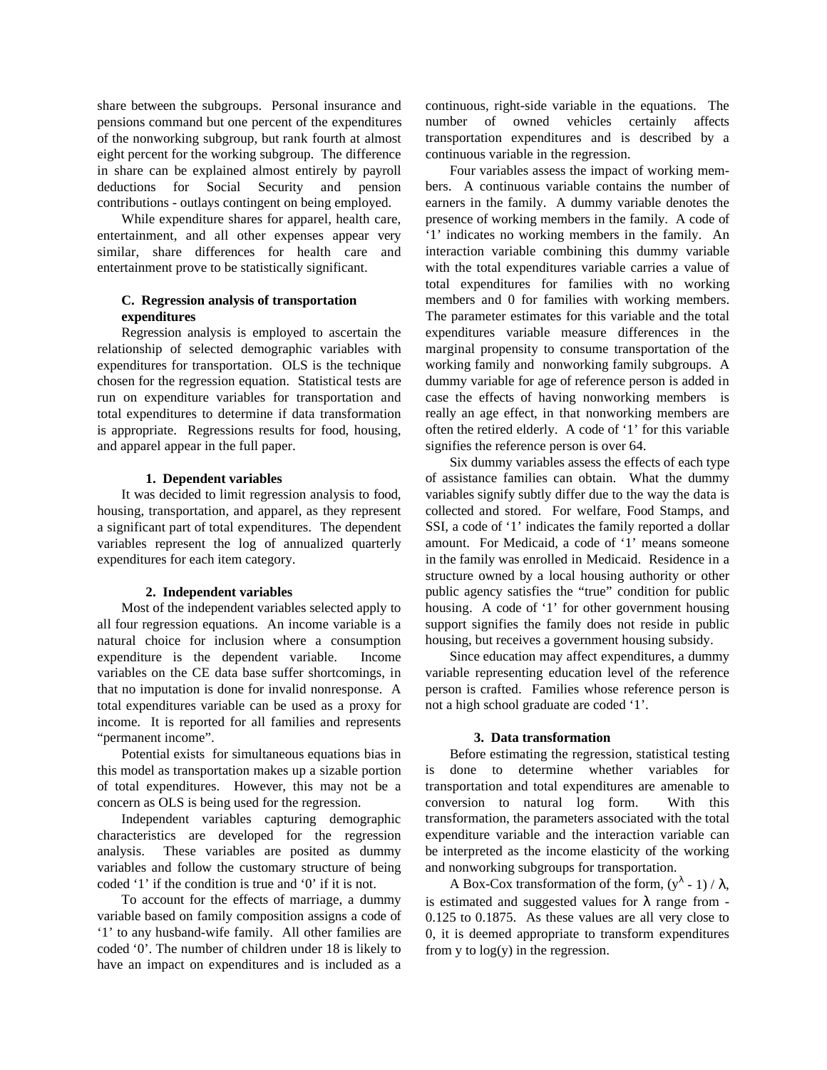share between the subgroups. Personal insurance and pensions command but one percent of the expenditures of the nonworking subgroup, but rank fourth at almost eight percent for the working subgroup. The difference in share can be explained almost entirely by payroll deductions for Social Security and pension contributions - outlays contingent on being employed.

While expenditure shares for apparel, health care, entertainment, and all other expenses appear very similar, share differences for health care and entertainment prove to be statistically significant.

### C. Regression analysis of transportation expenditures

Regression analysis is employed to ascertain the relationship of selected demographic variables with expenditures for transportation. OLS is the technique chosen for the regression equation. Statistical tests are run on expenditure variables for transportation and total expenditures to determine if data transformation is appropriate. Regressions results for food, housing, and apparel appear in the full paper.

#### 1. Dependent variables

It was decided to limit regression analysis to food, housing, transportation, and apparel, as they represent a significant part of total expenditures. The dependent variables represent the log of annualized quarterly expenditures for each item category.

#### 2. Independent variables

Most of the independent variables selected apply to all four regression equations. An income variable is a natural choice for inclusion where a consumption expenditure is the dependent variable. Income variables on the CE data base suffer shortcomings, in that no imputation is done for invalid nonresponse. A total expenditures variable can be used as a proxy for income. It is reported for all families and represents "permanent income".

Potential exists for simultaneous equations bias in this model as transportation makes up a sizable portion of total expenditures. However, this may not be a concern as OLS is being used for the regression.

Independent variables capturing demographic characteristics are developed for the regression analysis. These variables are posited as dummy variables and follow the customary structure of being coded '1' if the condition is true and '0' if it is not.

To account for the effects of marriage, a dummy variable based on family composition assigns a code of '1' to any husband-wife family. All other families are coded '0'. The number of children under 18 is likely to have an impact on expenditures and is included as a continuous, right-side variable in the equations. The number of owned vehicles certainly affects transportation expenditures and is described by a continuous variable in the regression.

Four variables assess the impact of working members. A continuous variable contains the number of earners in the family. A dummy variable denotes the presence of working members in the family. A code of '1' indicates no working members in the family. An interaction variable combining this dummy variable with the total expenditures variable carries a value of total expenditures for families with no working members and 0 for families with working members. The parameter estimates for this variable and the total expenditures variable measure differences in the marginal propensity to consume transportation of the working family and nonworking family subgroups. A dummy variable for age of reference person is added in case the effects of having nonworking members is really an age effect, in that nonworking members are often the retired elderly. A code of '1' for this variable signifies the reference person is over 64.

Six dummy variables assess the effects of each type of assistance families can obtain. What the dummy variables signify subtly differ due to the way the data is collected and stored. For welfare, Food Stamps, and SSI, a code of '1' indicates the family reported a dollar amount. For Medicaid, a code of '1' means someone in the family was enrolled in Medicaid. Residence in a structure owned by a local housing authority or other public agency satisfies the "true" condition for public housing. A code of '1' for other government housing support signifies the family does not reside in public housing, but receives a government housing subsidy.

Since education may affect expenditures, a dummy variable representing education level of the reference person is crafted. Families whose reference person is not a high school graduate are coded '1'.

#### 3. Data transformation

Before estimating the regression, statistical testing is done to determine whether variables for transportation and total expenditures are amenable to conversion to natural log form. With this transformation, the parameters associated with the total expenditure variable and the interaction variable can be interpreted as the income elasticity of the working and nonworking subgroups for transportation.

A Box-Cox transformation of the form, $(y^{\lambda} - 1) / \lambda$, is estimated and suggested values for $\lambda$ range from -0.125 to 0.1875. As these values are all very close to 0, it is deemed appropriate to transform expenditures from y to log(y) in the regression.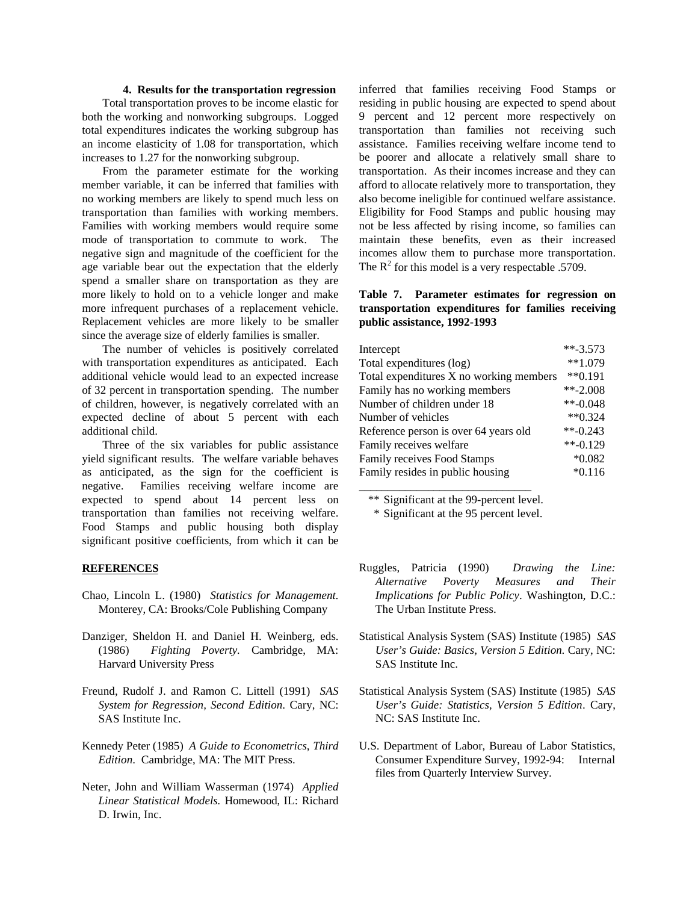### 4. Results for the transportation regression

Total transportation proves to be income elastic for both the working and nonworking subgroups. Logged total expenditures indicates the working subgroup has an income elasticity of 1.08 for transportation, which increases to 1.27 for the nonworking subgroup.

From the parameter estimate for the working member variable, it can be inferred that families with no working members are likely to spend much less on transportation than families with working members. Families with working members would require some mode of transportation to commute to work. The negative sign and magnitude of the coefficient for the age variable bear out the expectation that the elderly spend a smaller share on transportation as they are more likely to hold on to a vehicle longer and make more infrequent purchases of a replacement vehicle. Replacement vehicles are more likely to be smaller since the average size of elderly families is smaller.

The number of vehicles is positively correlated with transportation expenditures as anticipated. Each additional vehicle would lead to an expected increase of 32 percent in transportation spending. The number of children, however, is negatively correlated with an expected decline of about 5 percent with each additional child.

Three of the six variables for public assistance yield significant results. The welfare variable behaves as anticipated, as the sign for the coefficient is negative. Families receiving welfare income are expected to spend about 14 percent less on transportation than families not receiving welfare. Food Stamps and public housing both display significant positive coefficients, from which it can be inferred that families receiving Food Stamps or residing in public housing are expected to spend about 9 percent and 12 percent more respectively on transportation than families not receiving such assistance. Families receiving welfare income tend to be poorer and allocate a relatively small share to transportation. As their incomes increase and they can afford to allocate relatively more to transportation, they also become ineligible for continued welfare assistance. Eligibility for Food Stamps and public housing may not be less affected by rising income, so families can maintain these benefits, even as their increased incomes allow them to purchase more transportation. The $R^2$ for this model is a very respectable .5709.

**Table 7. Parameter estimates for regression on transportation expenditures for families receiving public assistance, 1992-1993**

| | |
|---|---|
| Intercept | **-3.573 |
| Total expenditures (log) | **1.079 |
| Total expenditures X no working members | **0.191 |
| Family has no working members | **-2.008 |
| Number of children under 18 | **-0.048 |
| Number of vehicles | **0.324 |
| Reference person is over 64 years old | **-0.243 |
| Family receives welfare | **-0.129 |
| Family receives Food Stamps | *0.082 |
| Family resides in public housing | *0.116 |

** Significant at the 99-percent level.
* Significant at the 95 percent level.

**REFERENCES**

Chao, Lincoln L. (1980) *Statistics for Management.* Monterey, CA: Brooks/Cole Publishing Company

Danziger, Sheldon H. and Daniel H. Weinberg, eds. (1986) *Fighting Poverty.* Cambridge, MA: Harvard University Press

Freund, Rudolf J. and Ramon C. Littell (1991) *SAS System for Regression, Second Edition*. Cary, NC: SAS Institute Inc.

Kennedy Peter (1985) *A Guide to Econometrics, Third Edition*. Cambridge, MA: The MIT Press.

Neter, John and William Wasserman (1974) *Applied Linear Statistical Models.* Homewood, IL: Richard D. Irwin, Inc.

Ruggles, Patricia (1990) *Drawing the Line: Alternative Poverty Measures and Their Implications for Public Policy*. Washington, D.C.: The Urban Institute Press.

Statistical Analysis System (SAS) Institute (1985) *SAS User's Guide: Basics, Version 5 Edition.* Cary, NC: SAS Institute Inc.

Statistical Analysis System (SAS) Institute (1985) *SAS User's Guide: Statistics, Version 5 Edition*. Cary, NC: SAS Institute Inc.

U.S. Department of Labor, Bureau of Labor Statistics, Consumer Expenditure Survey, 1992-94: Internal files from Quarterly Interview Survey.